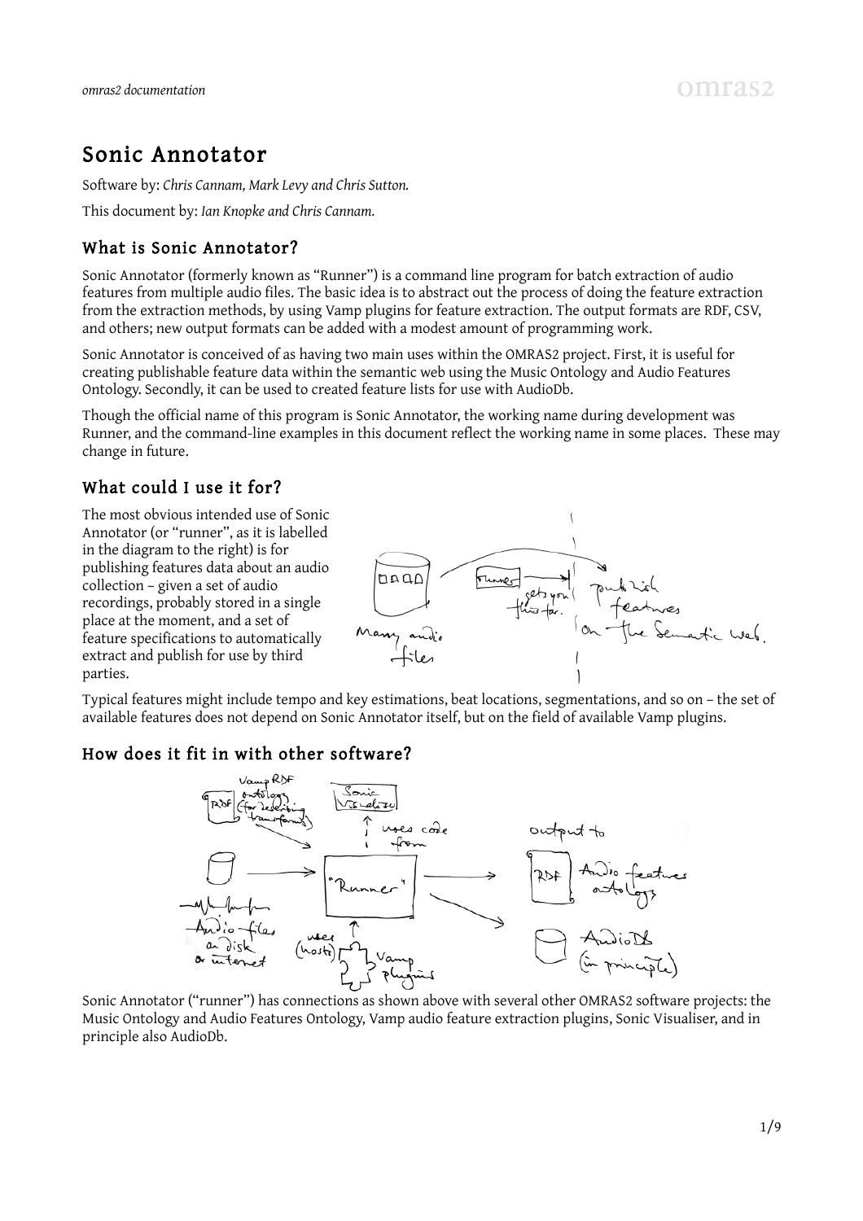# Sonic Annotator

Software by: *Chris Cannam, Mark Levy and Chris Sutton.*

This document by: *Ian Knopke and Chris Cannam.*

## What is Sonic Annotator?

Sonic Annotator (formerly known as "Runner") is a command line program for batch extraction of audio features from multiple audio files. The basic idea is to abstract out the process of doing the feature extraction from the extraction methods, by using Vamp plugins for feature extraction. The output formats are RDF, CSV, and others; new output formats can be added with a modest amount of programming work.

Sonic Annotator is conceived of as having two main uses within the OMRAS2 project. First, it is useful for creating publishable feature data within the semantic web using the Music Ontology and Audio Features Ontology. Secondly, it can be used to created feature lists for use with AudioDb.

Though the official name of this program is Sonic Annotator, the working name during development was Runner, and the command-line examples in this document reflect the working name in some places. These may change in future.

## What could I use it for?

The most obvious intended use of Sonic Annotator (or "runner", as it is labelled in the diagram to the right) is for publishing features data about an audio collection – given a set of audio recordings, probably stored in a single place at the moment, and a set of feature specifications to automatically extract and publish for use by third parties.

Typical features might include tempo and key estimations, beat locations, segmentations, and so on – the set of available features does not depend on Sonic Annotator itself, but on the field of available Vamp plugins.

## How does it fit in with other software?

Sonic Annotator ("runner") has connections as shown above with several other OMRAS2 software projects: the Music Ontology and Audio Features Ontology, Vamp audio feature extraction plugins, Sonic Visualiser, and in principle also AudioDb.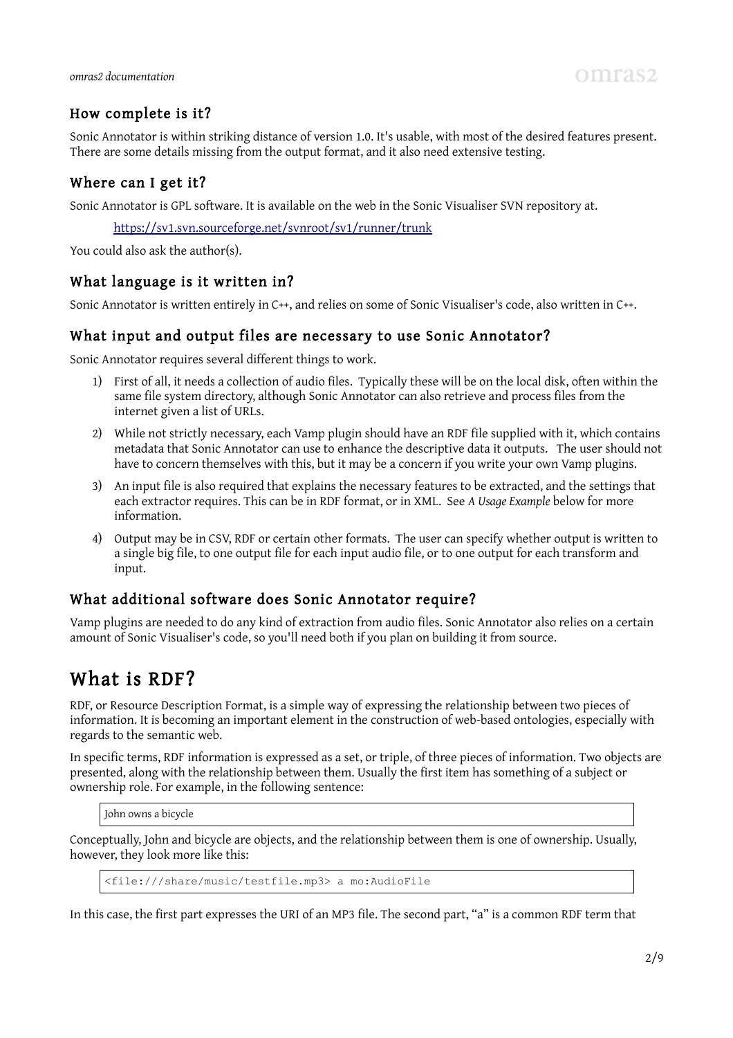### How complete is it?

Sonic Annotator is within striking distance of version 1.0. It's usable, with most of the desired features present. There are some details missing from the output format, and it also need extensive testing.

### Where can I get it?

Sonic Annotator is GPL software. It is available on the web in the Sonic Visualiser SVN repository at.

> https://sv1.svn.sourceforge.net/svnroot/sv1/runner/trunk

You could also ask the author(s).

### What language is it written in?

Sonic Annotator is written entirely in C++, and relies on some of Sonic Visualiser's code, also written in C++.

### What input and output files are necessary to use Sonic Annotator?

Sonic Annotator requires several different things to work.

1) First of all, it needs a collection of audio files. Typically these will be on the local disk, often within the same file system directory, although Sonic Annotator can also retrieve and process files from the internet given a list of URLs.
2) While not strictly necessary, each Vamp plugin should have an RDF file supplied with it, which contains metadata that Sonic Annotator can use to enhance the descriptive data it outputs. The user should not have to concern themselves with this, but it may be a concern if you write your own Vamp plugins.
3) An input file is also required that explains the necessary features to be extracted, and the settings that each extractor requires. This can be in RDF format, or in XML. See *A Usage Example* below for more information.
4) Output may be in CSV, RDF or certain other formats. The user can specify whether output is written to a single big file, to one output file for each input audio file, or to one output for each transform and input.

### What additional software does Sonic Annotator require?

Vamp plugins are needed to do any kind of extraction from audio files. Sonic Annotator also relies on a certain amount of Sonic Visualiser's code, so you'll need both if you plan on building it from source.

## What is RDF?

RDF, or Resource Description Format, is a simple way of expressing the relationship between two pieces of information. It is becoming an important element in the construction of web-based ontologies, especially with regards to the semantic web.

In specific terms, RDF information is expressed as a set, or triple, of three pieces of information. Two objects are presented, along with the relationship between them. Usually the first item has something of a subject or ownership role. For example, in the following sentence:

```
John owns a bicycle
```

Conceptually, John and bicycle are objects, and the relationship between them is one of ownership. Usually, however, they look more like this:

```
<file:///share/music/testfile.mp3> a mo:AudioFile
```

In this case, the first part expresses the URI of an MP3 file. The second part, "a" is a common RDF term that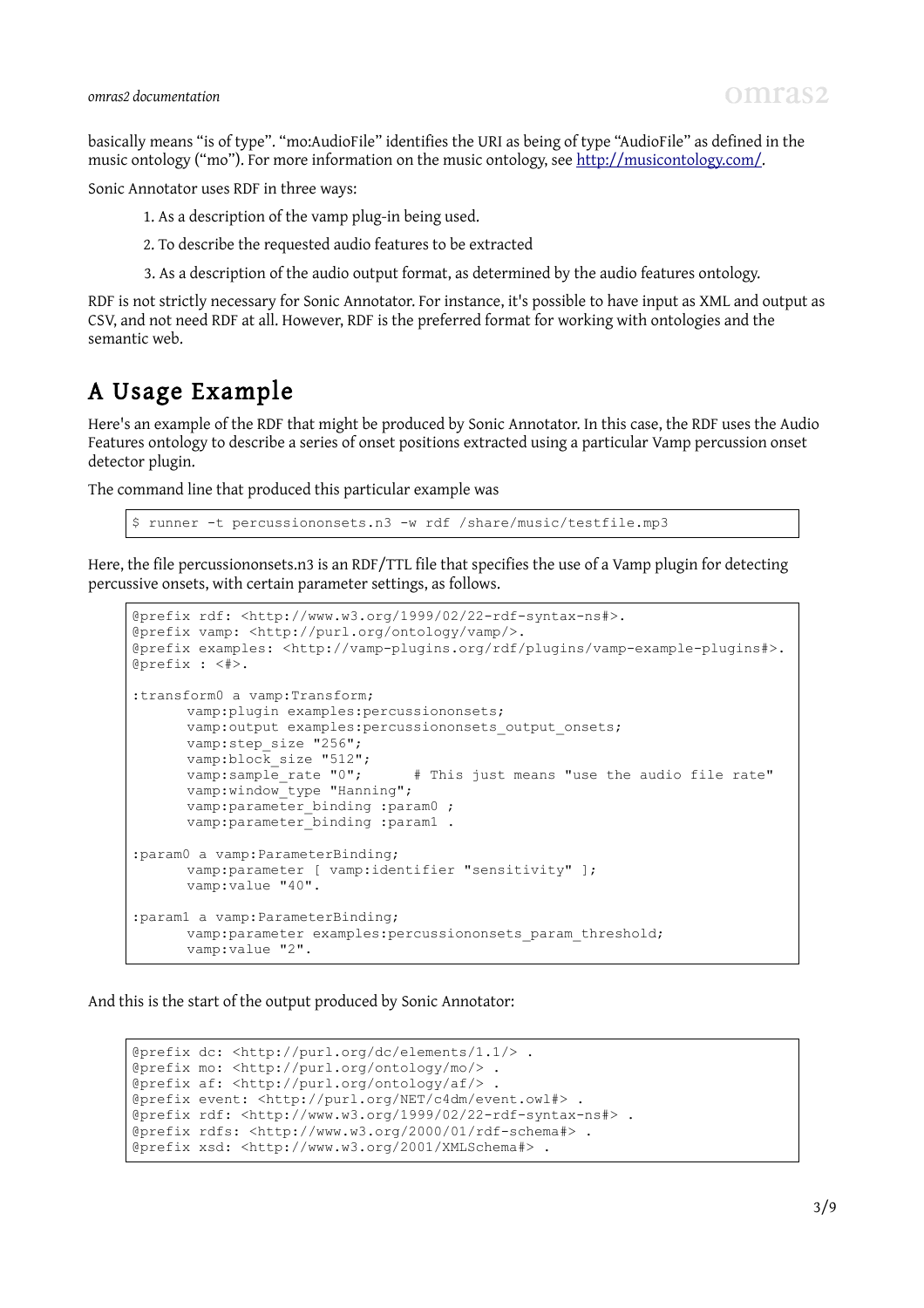basically means "is of type". "mo:AudioFile" identifies the URI as being of type "AudioFile" as defined in the music ontology ("mo"). For more information on the music ontology, see http://musicontology.com/.

Sonic Annotator uses RDF in three ways:

1. As a description of the vamp plug-in being used.
2. To describe the requested audio features to be extracted
3. As a description of the audio output format, as determined by the audio features ontology.

RDF is not strictly necessary for Sonic Annotator. For instance, it's possible to have input as XML and output as CSV, and not need RDF at all. However, RDF is the preferred format for working with ontologies and the semantic web.

# A Usage Example

Here's an example of the RDF that might be produced by Sonic Annotator. In this case, the RDF uses the Audio Features ontology to describe a series of onset positions extracted using a particular Vamp percussion onset detector plugin.

The command line that produced this particular example was

```
$ runner -t percussiononsets.n3 -w rdf /share/music/testfile.mp3
```

Here, the file percussiononsets.n3 is an RDF/TTL file that specifies the use of a Vamp plugin for detecting percussive onsets, with certain parameter settings, as follows.

```
@prefix rdf: <http://www.w3.org/1999/02/22-rdf-syntax-ns#>.
@prefix vamp: <http://purl.org/ontology/vamp/>.
@prefix examples: <http://vamp-plugins.org/rdf/plugins/vamp-example-plugins#>.
@prefix : <#>.

:transform0 a vamp:Transform;
	vamp:plugin examples:percussiononsets;
	vamp:output examples:percussiononsets_output_onsets;
	vamp:step_size "256";
	vamp:block_size "512";
	vamp:sample_rate "0";      # This just means "use the audio file rate"
	vamp:window_type "Hanning";
	vamp:parameter_binding :param0 ;
	vamp:parameter_binding :param1 .

:param0 a vamp:ParameterBinding;
	vamp:parameter [ vamp:identifier "sensitivity" ];
	vamp:value "40".

:param1 a vamp:ParameterBinding;
	vamp:parameter examples:percussiononsets_param_threshold;
	vamp:value "2".
```

And this is the start of the output produced by Sonic Annotator:

```
@prefix dc: <http://purl.org/dc/elements/1.1/> .
@prefix mo: <http://purl.org/ontology/mo/> .
@prefix af: <http://purl.org/ontology/af/> .
@prefix event: <http://purl.org/NET/c4dm/event.owl#> .
@prefix rdf: <http://www.w3.org/1999/02/22-rdf-syntax-ns#> .
@prefix rdfs: <http://www.w3.org/2000/01/rdf-schema#> .
@prefix xsd: <http://www.w3.org/2001/XMLSchema#> .
```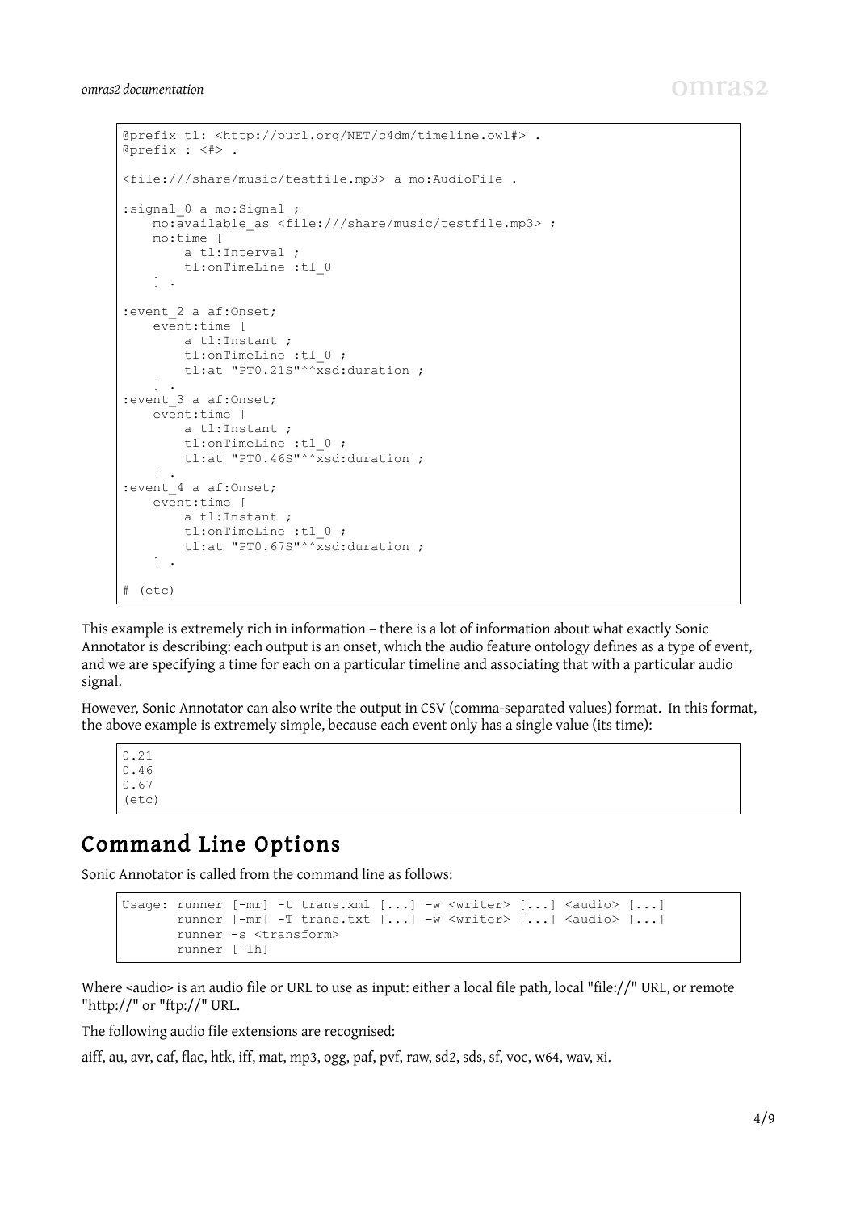```
@prefix tl: <http://purl.org/NET/c4dm/timeline.owl#> .
@prefix : <#> .

<file:///share/music/testfile.mp3> a mo:AudioFile .

:signal_0 a mo:Signal ;
    mo:available_as <file:///share/music/testfile.mp3> ;
    mo:time [
        a tl:Interval ;
        tl:onTimeLine :tl_0
    ] .

:event_2 a af:Onset;
    event:time [
        a tl:Instant ;
        tl:onTimeLine :tl_0 ;
        tl:at "PT0.21S"^^xsd:duration ;
    ] .
:event_3 a af:Onset;
    event:time [
        a tl:Instant ;
        tl:onTimeLine :tl_0 ;
        tl:at "PT0.46S"^^xsd:duration ;
    ] .
:event_4 a af:Onset;
    event:time [
        a tl:Instant ;
        tl:onTimeLine :tl_0 ;
        tl:at "PT0.67S"^^xsd:duration ;
    ] .

# (etc)
```

This example is extremely rich in information – there is a lot of information about what exactly Sonic Annotator is describing: each output is an onset, which the audio feature ontology defines as a type of event, and we are specifying a time for each on a particular timeline and associating that with a particular audio signal.

However, Sonic Annotator can also write the output in CSV (comma-separated values) format. In this format, the above example is extremely simple, because each event only has a single value (its time):

```
0.21
0.46
0.67
(etc)
```

## Command Line Options

Sonic Annotator is called from the command line as follows:

```
Usage: runner [-mr] -t trans.xml [...] -w <writer> [...] <audio> [...]
       runner [-mr] -T trans.txt [...] -w <writer> [...] <audio> [...]
       runner -s <transform>
       runner [-lh]
```

Where <audio> is an audio file or URL to use as input: either a local file path, local "file://" URL, or remote "http://" or "ftp://" URL.

The following audio file extensions are recognised:

aiff, au, avr, caf, flac, htk, iff, mat, mp3, ogg, paf, pvf, raw, sd2, sds, sf, voc, w64, wav, xi.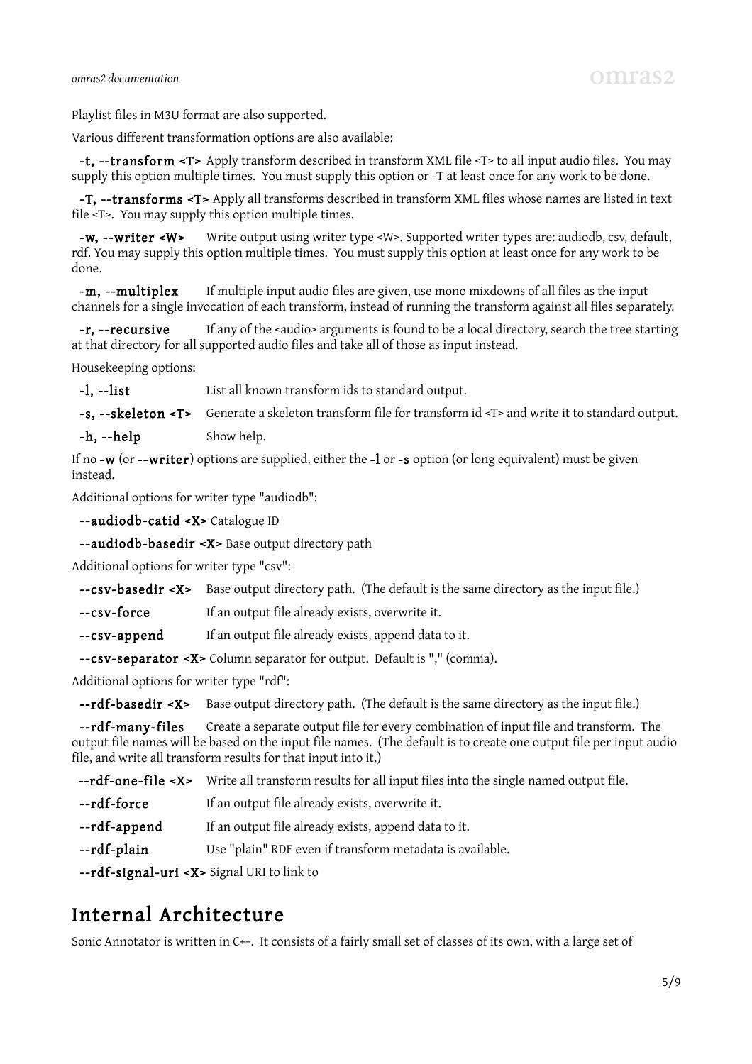Playlist files in M3U format are also supported.

Various different transformation options are also available:

**-t, --transform <T>** Apply transform described in transform XML file <T> to all input audio files. You may supply this option multiple times. You must supply this option or -T at least once for any work to be done.

**-T, --transforms <T>** Apply all transforms described in transform XML files whose names are listed in text file <T>. You may supply this option multiple times.

**-w, --writer <W>** Write output using writer type <W>. Supported writer types are: audiodb, csv, default, rdf. You may supply this option multiple times. You must supply this option at least once for any work to be done.

**-m, --multiplex** If multiple input audio files are given, use mono mixdowns of all files as the input channels for a single invocation of each transform, instead of running the transform against all files separately.

**-r, --recursive** If any of the <audio> arguments is found to be a local directory, search the tree starting at that directory for all supported audio files and take all of those as input instead.

Housekeeping options:

**-l, --list** List all known transform ids to standard output.

**-s, --skeleton <T>** Generate a skeleton transform file for transform id <T> and write it to standard output.

**-h, --help** Show help.

If no **-w** (or **--writer**) options are supplied, either the **-l** or **-s** option (or long equivalent) must be given instead.

Additional options for writer type "audiodb":

**--audiodb-catid <X>** Catalogue ID

**--audiodb-basedir <X>** Base output directory path

Additional options for writer type "csv":

**--csv-basedir <X>** Base output directory path. (The default is the same directory as the input file.)

**--csv-force** If an output file already exists, overwrite it.

**--csv-append** If an output file already exists, append data to it.

**--csv-separator <X>** Column separator for output. Default is "," (comma).

Additional options for writer type "rdf":

**--rdf-basedir <X>** Base output directory path. (The default is the same directory as the input file.)

**--rdf-many-files** Create a separate output file for every combination of input file and transform. The output file names will be based on the input file names. (The default is to create one output file per input audio file, and write all transform results for that input into it.)

**--rdf-one-file <X>** Write all transform results for all input files into the single named output file.

**--rdf-force** If an output file already exists, overwrite it.

**--rdf-append** If an output file already exists, append data to it.

**--rdf-plain** Use "plain" RDF even if transform metadata is available.

**--rdf-signal-uri <X>** Signal URI to link to

## Internal Architecture

Sonic Annotator is written in C++. It consists of a fairly small set of classes of its own, with a large set of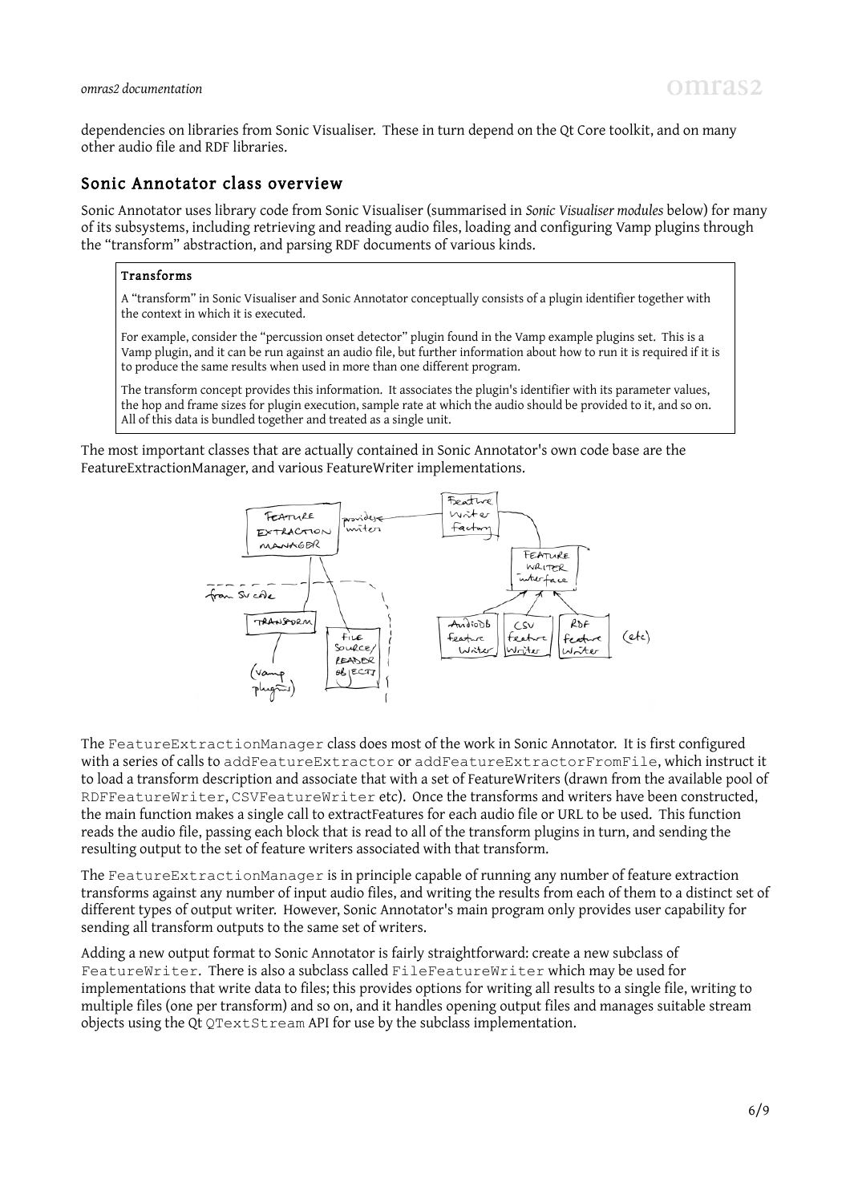dependencies on libraries from Sonic Visualiser. These in turn depend on the Qt Core toolkit, and on many other audio file and RDF libraries.

## Sonic Annotator class overview

Sonic Annotator uses library code from Sonic Visualiser (summarised in *Sonic Visualiser modules* below) for many of its subsystems, including retrieving and reading audio files, loading and configuring Vamp plugins through the "transform" abstraction, and parsing RDF documents of various kinds.

> **Transforms**
>
> A "transform" in Sonic Visualiser and Sonic Annotator conceptually consists of a plugin identifier together with the context in which it is executed.
>
> For example, consider the "percussion onset detector" plugin found in the Vamp example plugins set. This is a Vamp plugin, and it can be run against an audio file, but further information about how to run it is required if it is to produce the same results when used in more than one different program.
>
> The transform concept provides this information. It associates the plugin's identifier with its parameter values, the hop and frame sizes for plugin execution, sample rate at which the audio should be provided to it, and so on. All of this data is bundled together and treated as a single unit.

The most important classes that are actually contained in Sonic Annotator's own code base are the FeatureExtractionManager, and various FeatureWriter implementations.

The `FeatureExtractionManager` class does most of the work in Sonic Annotator. It is first configured with a series of calls to `addFeatureExtractor` or `addFeatureExtractorFromFile`, which instruct it to load a transform description and associate that with a set of FeatureWriters (drawn from the available pool of `RDFFeatureWriter`, `CSVFeatureWriter` etc). Once the transforms and writers have been constructed, the main function makes a single call to extractFeatures for each audio file or URL to be used. This function reads the audio file, passing each block that is read to all of the transform plugins in turn, and sending the resulting output to the set of feature writers associated with that transform.

The `FeatureExtractionManager` is in principle capable of running any number of feature extraction transforms against any number of input audio files, and writing the results from each of them to a distinct set of different types of output writer. However, Sonic Annotator's main program only provides user capability for sending all transform outputs to the same set of writers.

Adding a new output format to Sonic Annotator is fairly straightforward: create a new subclass of `FeatureWriter`. There is also a subclass called `FileFeatureWriter` which may be used for implementations that write data to files; this provides options for writing all results to a single file, writing to multiple files (one per transform) and so on, and it handles opening output files and manages suitable stream objects using the Qt `QTextStream` API for use by the subclass implementation.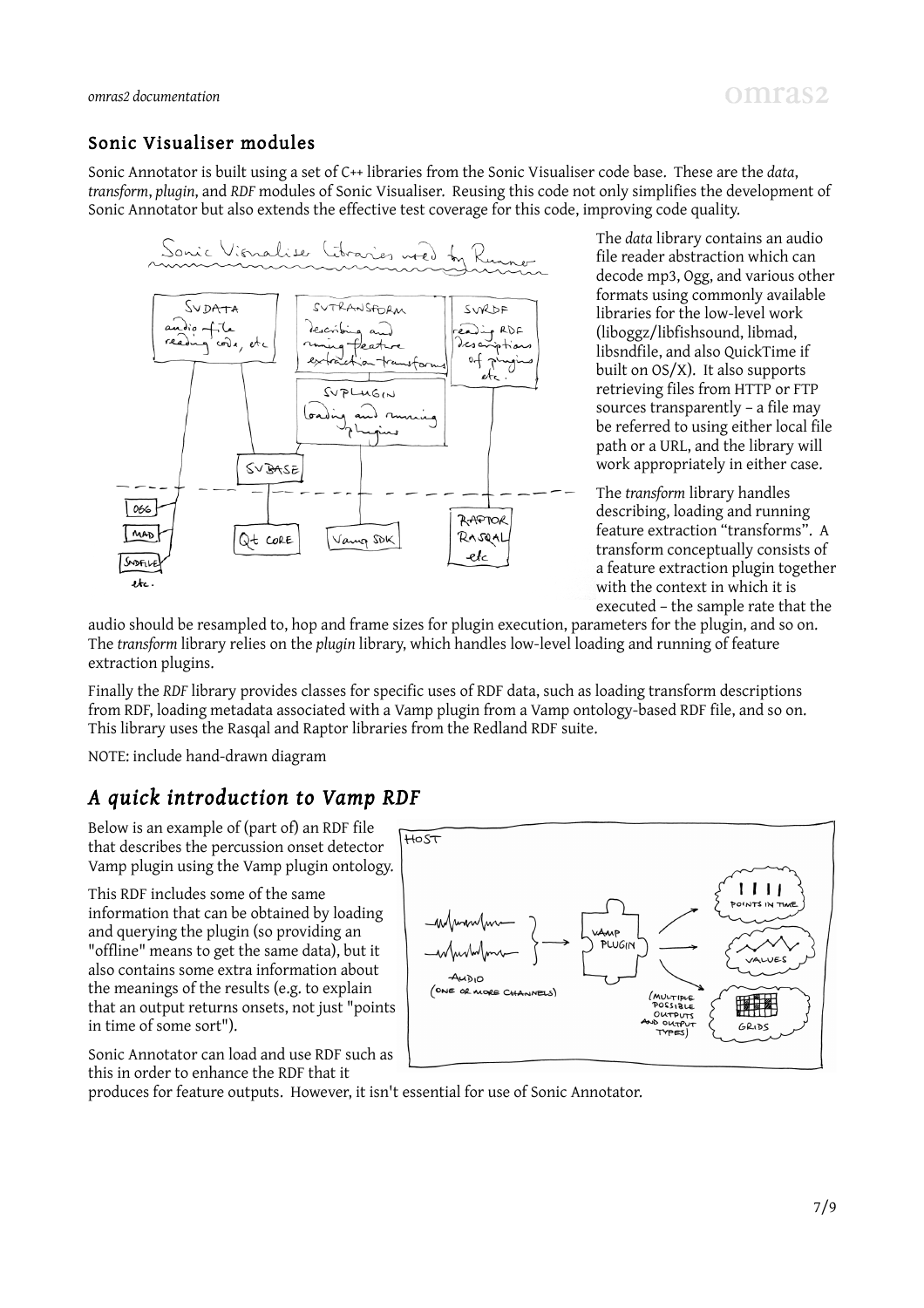## Sonic Visualiser modules

Sonic Annotator is built using a set of C++ libraries from the Sonic Visualiser code base. These are the *data*, *transform*, *plugin*, and *RDF* modules of Sonic Visualiser. Reusing this code not only simplifies the development of Sonic Annotator but also extends the effective test coverage for this code, improving code quality.

The *data* library contains an audio file reader abstraction which can decode mp3, Ogg, and various other formats using commonly available libraries for the low-level work (liboggz/libfishsound, libmad, libsndfile, and also QuickTime if built on OS/X). It also supports retrieving files from HTTP or FTP sources transparently – a file may be referred to using either local file path or a URL, and the library will work appropriately in either case.

The *transform* library handles describing, loading and running feature extraction "transforms". A transform conceptually consists of a feature extraction plugin together with the context in which it is executed – the sample rate that the audio should be resampled to, hop and frame sizes for plugin execution, parameters for the plugin, and so on. The *transform* library relies on the *plugin* library, which handles low-level loading and running of feature extraction plugins.

Finally the *RDF* library provides classes for specific uses of RDF data, such as loading transform descriptions from RDF, loading metadata associated with a Vamp plugin from a Vamp ontology-based RDF file, and so on. This library uses the Rasqal and Raptor libraries from the Redland RDF suite.

NOTE: include hand-drawn diagram

## *A quick introduction to Vamp RDF*

Below is an example of (part of) an RDF file that describes the percussion onset detector Vamp plugin using the Vamp plugin ontology.

This RDF includes some of the same information that can be obtained by loading and querying the plugin (so providing an "offline" means to get the same data), but it also contains some extra information about the meanings of the results (e.g. to explain that an output returns onsets, not just "points in time of some sort").

Sonic Annotator can load and use RDF such as this in order to enhance the RDF that it produces for feature outputs. However, it isn't essential for use of Sonic Annotator.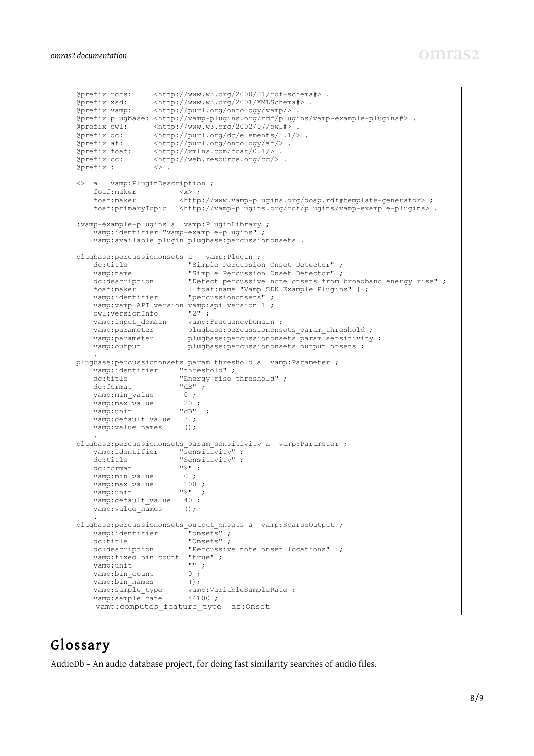```
@prefix rdfs:     <http://www.w3.org/2000/01/rdf-schema#> .
@prefix xsd:      <http://www.w3.org/2001/XMLSchema#> .
@prefix vamp:     <http://purl.org/ontology/vamp/> .
@prefix plugbase: <http://vamp-plugins.org/rdf/plugins/vamp-example-plugins#> .
@prefix owl:      <http://www.w3.org/2002/07/owl#> .
@prefix dc:       <http://purl.org/dc/elements/1.1/> .
@prefix af:       <http://purl.org/ontology/af/> .
@prefix foaf:     <http://xmlns.com/foaf/0.1/> .
@prefix cc:       <http://web.resource.org/cc/> .
@prefix :         <> .

<>  a   vamp:PluginDescription ;
    foaf:maker          <x> ;
    foaf:maker          <http://www.vamp-plugins.org/doap.rdf#template-generator> ;
    foaf:primaryTopic   <http://vamp-plugins.org/rdf/plugins/vamp-example-plugins> .

:vamp-example-plugins a  vamp:PluginLibrary ;
    vamp:identifier "vamp-example-plugins" ;
    vamp:available_plugin plugbase:percussiononsets .

plugbase:percussiononsets a   vamp:Plugin ;
    dc:title              "Simple Percussion Onset Detector" ;
    vamp:name             "Simple Percussion Onset Detector" ;
    dc:description        "Detect percussive note onsets from broadband energy rise" ;
    foaf:maker            [ foaf:name "Vamp SDK Example Plugins" ] ;
    vamp:identifier       "percussiononsets" ;
    vamp:vamp_API_version vamp:api_version_1 ;
    owl:versionInfo       "2" ;
    vamp:input_domain     vamp:FrequencyDomain ;
    vamp:parameter        plugbase:percussiononsets_param_threshold ;
    vamp:parameter        plugbase:percussiononsets_param_sensitivity ;
    vamp:output           plugbase:percussiononsets_output_onsets ;
    .
plugbase:percussiononsets_param_threshold a  vamp:Parameter ;
    vamp:identifier     "threshold" ;
    dc:title            "Energy rise threshold" ;
    dc:format           "dB" ;
    vamp:min_value       0 ;
    vamp:max_value       20 ;
    vamp:unit           "dB"  ;
    vamp:default_value   3 ;
    vamp:value_names     ();
    .
plugbase:percussiononsets_param_sensitivity a  vamp:Parameter ;
    vamp:identifier     "sensitivity" ;
    dc:title            "Sensitivity" ;
    dc:format           "%" ;
    vamp:min_value       0 ;
    vamp:max_value       100 ;
    vamp:unit           "%"  ;
    vamp:default_value   40 ;
    vamp:value_names     ();
    .
plugbase:percussiononsets_output_onsets a  vamp:SparseOutput ;
    vamp:identifier       "onsets" ;
    dc:title              "Onsets" ;
    dc:description        "Percussive note onset locations"  ;
    vamp:fixed_bin_count  "true" ;
    vamp:unit             "" ;
    vamp:bin_count        0 ;
    vamp:bin_names        ();
    vamp:sample_type      vamp:VariableSampleRate ;
    vamp:sample_rate      44100 ;
    vamp:computes_feature_type  af:Onset
```

# Glossary

AudioDb – An audio database project, for doing fast similarity searches of audio files.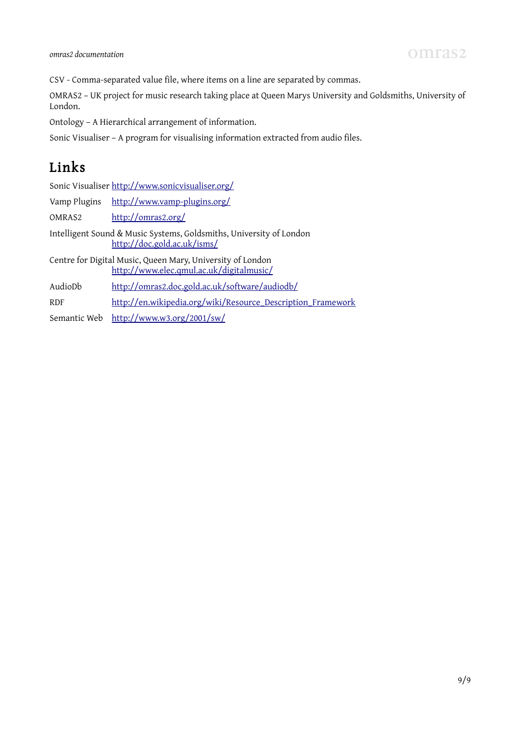CSV - Comma-separated value file, where items on a line are separated by commas.

OMRAS2 – UK project for music research taking place at Queen Marys University and Goldsmiths, University of London.

Ontology – A Hierarchical arrangement of information.

Sonic Visualiser – A program for visualising information extracted from audio files.

# Links

Sonic Visualiser http://www.sonicvisualiser.org/

Vamp Plugins http://www.vamp-plugins.org/

OMRAS2 http://omras2.org/

Intelligent Sound & Music Systems, Goldsmiths, University of London
http://doc.gold.ac.uk/isms/

Centre for Digital Music, Queen Mary, University of London
http://www.elec.qmul.ac.uk/digitalmusic/

AudioDb http://omras2.doc.gold.ac.uk/software/audiodb/

RDF http://en.wikipedia.org/wiki/Resource_Description_Framework

Semantic Web http://www.w3.org/2001/sw/